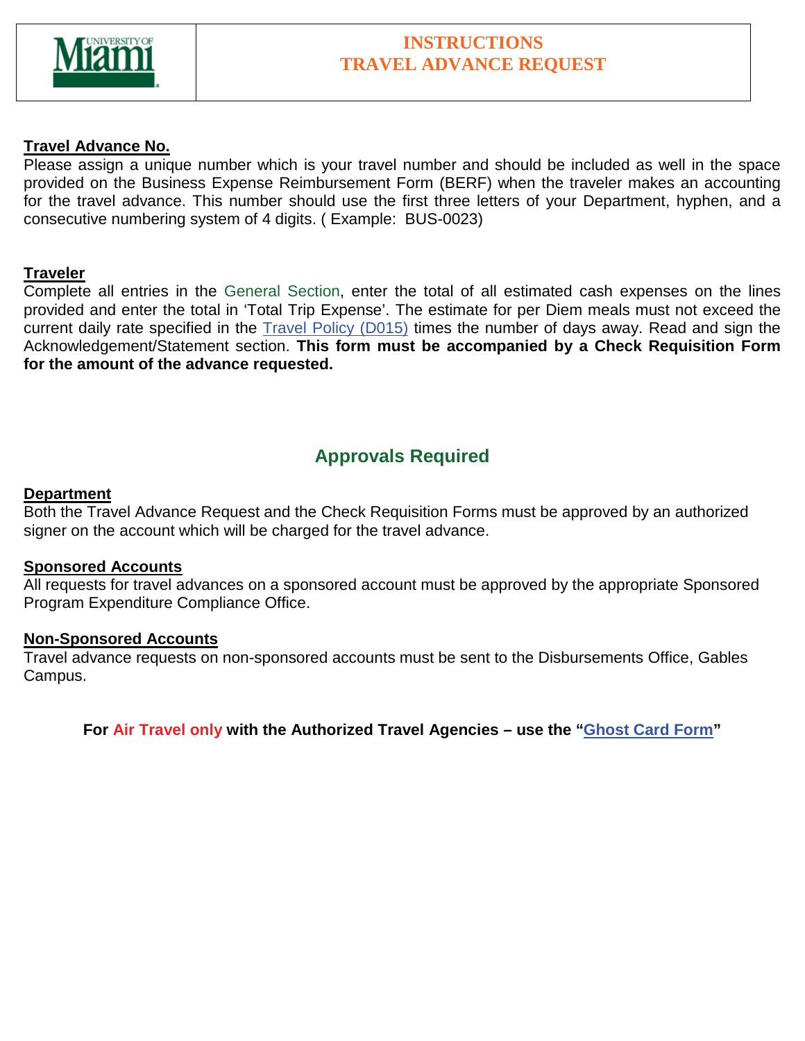# INSTRUCTIONS
# TRAVEL ADVANCE REQUEST

**Travel Advance No.**

Please assign a unique number which is your travel number and should be included as well in the space provided on the Business Expense Reimbursement Form (BERF) when the traveler makes an accounting for the travel advance. This number should use the first three letters of your Department, hyphen, and a consecutive numbering system of 4 digits. ( Example: BUS-0023)

**Traveler**

Complete all entries in the General Section, enter the total of all estimated cash expenses on the lines provided and enter the total in 'Total Trip Expense'. The estimate for per Diem meals must not exceed the current daily rate specified in the Travel Policy (D015) times the number of days away. Read and sign the Acknowledgement/Statement section. **This form must be accompanied by a Check Requisition Form for the amount of the advance requested.**

## Approvals Required

**Department**

Both the Travel Advance Request and the Check Requisition Forms must be approved by an authorized signer on the account which will be charged for the travel advance.

**Sponsored Accounts**

All requests for travel advances on a sponsored account must be approved by the appropriate Sponsored Program Expenditure Compliance Office.

**Non-Sponsored Accounts**

Travel advance requests on non-sponsored accounts must be sent to the Disbursements Office, Gables Campus.

**For Air Travel only with the Authorized Travel Agencies – use the "Ghost Card Form"**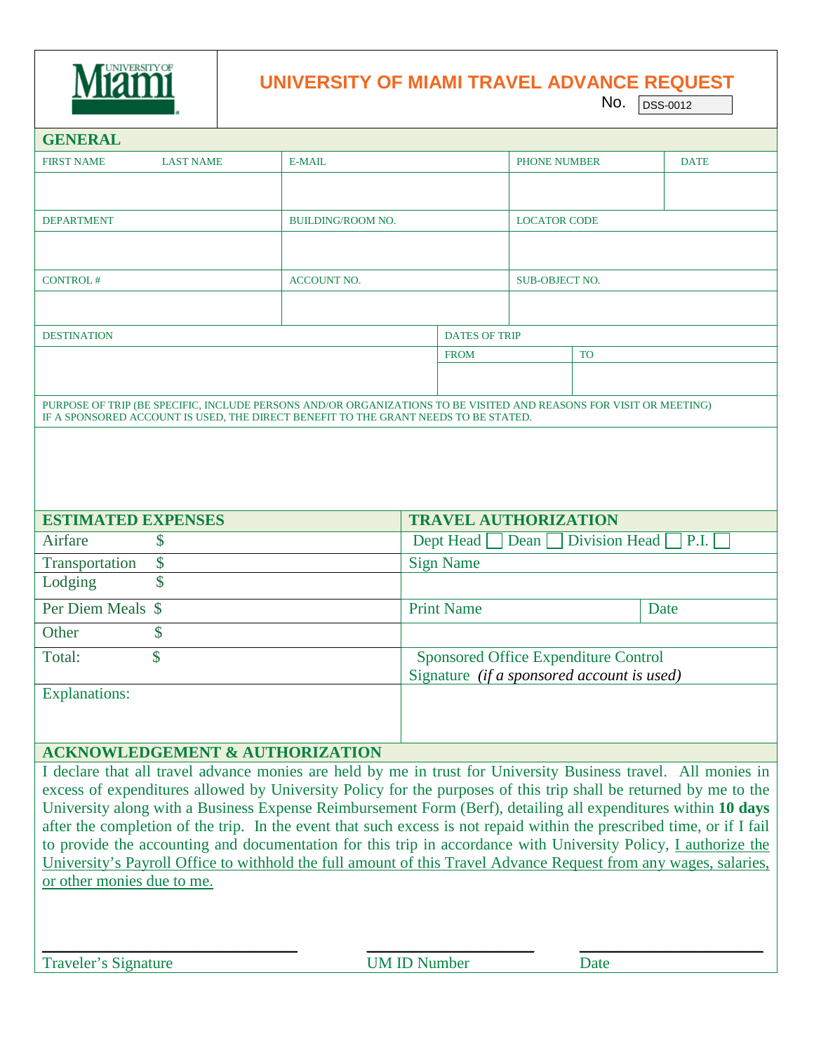UNIVERSITY OF MIAMI

# UNIVERSITY OF MIAMI TRAVEL ADVANCE REQUEST

No. DSS-0012

## GENERAL

| FIRST NAME | LAST NAME | E-MAIL | PHONE NUMBER | DATE |
|---|---|---|---|---|
| | | | | |

| DEPARTMENT | BUILDING/ROOM NO. | LOCATOR CODE |
|---|---|---|
| | | |

| CONTROL # | ACCOUNT NO. | SUB-OBJECT NO. |
|---|---|---|
| | | |

| DESTINATION | DATES OF TRIP | |
|---|---|---|
| | FROM | TO |
| | | |

PURPOSE OF TRIP (BE SPECIFIC, INCLUDE PERSONS AND/OR ORGANIZATIONS TO BE VISITED AND REASONS FOR VISIT OR MEETING)
IF A SPONSORED ACCOUNT IS USED, THE DIRECT BENEFIT TO THE GRANT NEEDS TO BE STATED.

| ESTIMATED EXPENSES | | TRAVEL AUTHORIZATION | |
|---|---|---|---|
| Airfare | $ | Dept Head ☐ Dean ☐ Division Head ☐ P.I. ☐ | |
| Transportation | $ | Sign Name | |
| Lodging | $ | | |
| Per Diem Meals | $ | Print Name | Date |
| Other | $ | | |
| Total: | $ | Sponsored Office Expenditure Control Signature *(if a sponsored account is used)* | |
| Explanations: | | | |

## ACKNOWLEDGEMENT & AUTHORIZATION

I declare that all travel advance monies are held by me in trust for University Business travel. All monies in excess of expenditures allowed by University Policy for the purposes of this trip shall be returned by me to the University along with a Business Expense Reimbursement Form (Berf), detailing all expenditures within **10 days** after the completion of the trip. In the event that such excess is not repaid within the prescribed time, or if I fail to provide the accounting and documentation for this trip in accordance with University Policy, <u>I authorize the University's Payroll Office to withhold the full amount of this Travel Advance Request from any wages, salaries, or other monies due to me.</u>

| Traveler's Signature | UM ID Number | Date |
|---|---|---|
| | | |